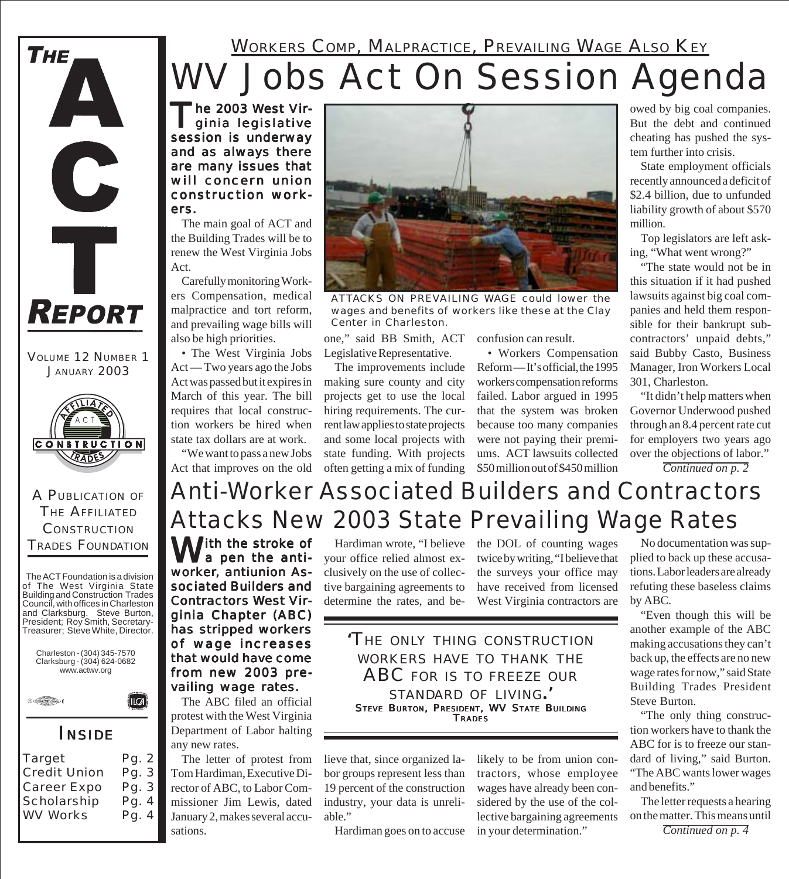# THE ACT REPORT

VOLUME 12 NUMBER 1
JANUARY 2003

A PUBLICATION OF THE AFFILIATED CONSTRUCTION TRADES FOUNDATION

The ACT Foundation is a division of The West Virginia State Building and Construction Trades Council, with offices in Charleston and Clarksburg. Steve Burton, President; Roy Smith, Secretary-Treasurer; Steve White, Director.

Charleston - (304) 345-7570
Clarksburg - (304) 624-0682
www.actwv.org

## INSIDE

| | |
|---|---|
| Target | Pg. 2 |
| Credit Union | Pg. 3 |
| Career Expo | Pg. 3 |
| Scholarship | Pg. 4 |
| WV Works | Pg. 4 |

WORKERS COMP, MALPRACTICE, PREVAILING WAGE ALSO KEY

# WV Jobs Act On Session Agenda

**The 2003 West Virginia legislative session is underway and as always there are many issues that will concern union construction workers.**

The main goal of ACT and the Building Trades will be to renew the West Virginia Jobs Act.

Carefully monitoring Workers Compensation, medical malpractice and tort reform, and prevailing wage bills will also be high priorities.

• The West Virginia Jobs Act — Two years ago the Jobs Act was passed but it expires in March of this year. The bill requires that local construction workers be hired when state tax dollars are at work.

"We want to pass a new Jobs Act that improves on the old one," said BB Smith, ACT Legislative Representative.

ATTACKS ON PREVAILING WAGE could lower the wages and benefits of workers like these at the Clay Center in Charleston.

The improvements include making sure county and city projects get to use the local hiring requirements. The current law applies to state projects and some local projects with state funding. With projects often getting a mix of funding confusion can result.

• Workers Compensation Reform — It's official, the 1995 workers compensation reforms failed. Labor argued in 1995 that the system was broken because too many companies were not paying their premiums. ACT lawsuits collected $50 million out of $450 million owed by big coal companies. But the debt and continued cheating has pushed the system further into crisis.

State employment officials recently announced a deficit of $2.4 billion, due to unfunded liability growth of about $570 million.

Top legislators are left asking, "What went wrong?"

"The state would not be in this situation if it had pushed lawsuits against big coal companies and held them responsible for their bankrupt subcontractors' unpaid debts," said Bubby Casto, Business Manager, Iron Workers Local 301, Charleston.

"It didn't help matters when Governor Underwood pushed through an 8.4 percent rate cut for employers two years ago over the objections of labor."

*Continued on p. 2*

# Anti-Worker Associated Builders and Contractors Attacks New 2003 State Prevailing Wage Rates

**With the stroke of a pen the anti-worker, antiunion Associated Builders and Contractors West Virginia Chapter (ABC) has stripped workers of wage increases that would have come from new 2003 prevailing wage rates.**

The ABC filed an official protest with the West Virginia Department of Labor halting any new rates.

The letter of protest from Tom Hardiman, Executive Director of ABC, to Labor Commissioner Jim Lewis, dated January 2, makes several accusations.

Hardiman wrote, "I believe your office relied almost exclusively on the use of collective bargaining agreements to determine the rates, and believe that, since organized labor groups represent less than 19 percent of the construction industry, your data is unreliable."

> 'THE ONLY THING CONSTRUCTION WORKERS HAVE TO THANK THE ABC FOR IS TO FREEZE OUR STANDARD OF LIVING.'
> **STEVE BURTON, PRESIDENT, WV STATE BUILDING TRADES**

Hardiman goes on to accuse the DOL of counting wages twice by writing, "I believe that the surveys your office may have received from licensed West Virginia contractors are likely to be from union contractors, whose employee wages have already been considered by the use of the collective bargaining agreements in your determination."

No documentation was supplied to back up these accusations. Labor leaders are already refuting these baseless claims by ABC.

"Even though this will be another example of the ABC making accusations they can't back up, the effects are no new wage rates for now," said State Building Trades President Steve Burton.

"The only thing construction workers have to thank the ABC for is to freeze our standard of living," said Burton. "The ABC wants lower wages and benefits."

The letter requests a hearing on the matter. This means until

*Continued on p. 4*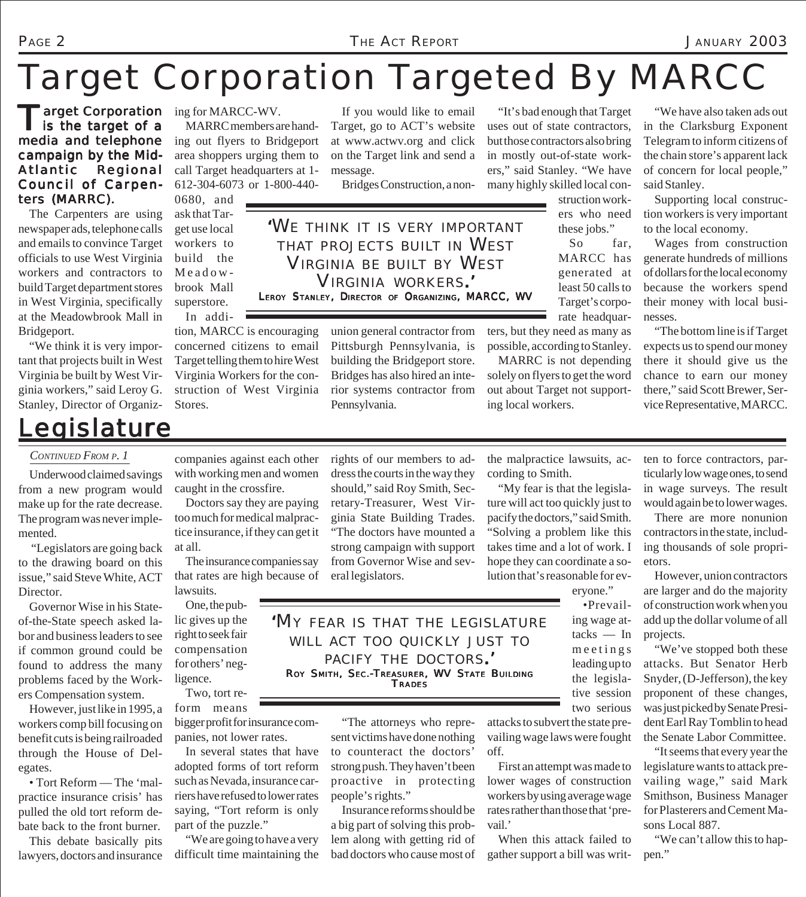# Target Corporation Targeted By MARCC

**Target Corporation is the target of a media and telephone campaign by the Mid-Atlantic Regional Council of Carpenters (MARRC).**

The Carpenters are using newspaper ads, telephone calls and emails to convince Target officials to use West Virginia workers and contractors to build Target department stores in West Virginia, specifically at the Meadowbrook Mall in Bridgeport.

"We think it is very important that projects built in West Virginia be built by West Virginia workers," said Leroy G. Stanley, Director of Organizing for MARCC-WV.

MARRC members are handing out flyers to Bridgeport area shoppers urging them to call Target headquarters at 1-612-304-6073 or 1-800-440-0680, and ask that Target use local workers to build the Meadowbrook Mall superstore.

In addition, MARCC is encouraging concerned citizens to email Target telling them to hire West Virginia Workers for the construction of West Virginia Stores.

If you would like to email Target, go to ACT's website at www.actwv.org and click on the Target link and send a message.

Bridges Construction, a nonunion general contractor from Pittsburgh Pennsylvania, is building the Bridgeport store. Bridges has also hired an interior systems contractor from Pennsylvania.

> 'WE THINK IT IS VERY IMPORTANT THAT PROJECTS BUILT IN WEST VIRGINIA BE BUILT BY WEST VIRGINIA WORKERS.'
> LEROY STANLEY, DIRECTOR OF ORGANIZING, MARCC, WV

"It's bad enough that Target uses out of state contractors, but those contractors also bring in mostly out-of-state workers," said Stanley. "We have many highly skilled local construction workers who need these jobs."

So far, MARCC has generated at least 50 calls to Target's corporate headquarters, but they need as many as possible, according to Stanley.

MARRC is not depending solely on flyers to get the word out about Target not supporting local workers.

"We have also taken ads out in the Clarksburg Exponent Telegram to inform citizens of the chain store's apparent lack of concern for local people," said Stanley.

Supporting local construction workers is very important to the local economy.

Wages from construction generate hundreds of millions of dollars for the local economy because the workers spend their money with local businesses.

"The bottom line is if Target expects us to spend our money there it should give us the chance to earn our money there," said Scott Brewer, Service Representative, MARCC.

# Legislature

*CONTINUED FROM P. 1*

Underwood claimed savings from a new program would make up for the rate decrease. The program was never implemented.

"Legislators are going back to the drawing board on this issue," said Steve White, ACT Director.

Governor Wise in his State-of-the-State speech asked labor and business leaders to see if common ground could be found to address the many problems faced by the Workers Compensation system.

However, just like in 1995, a workers comp bill focusing on benefit cuts is being railroaded through the House of Delegates.

• Tort Reform — The 'malpractice insurance crisis' has pulled the old tort reform debate back to the front burner.

This debate basically pits lawyers, doctors and insurance companies against each other with working men and women caught in the crossfire.

Doctors say they are paying too much for medical malpractice insurance, if they can get it at all.

The insurance companies say that rates are high because of lawsuits.

One, the public gives up the right to seek fair compensation for others' negligence.

Two, tort reform means bigger profit for insurance companies, not lower rates.

In several states that have adopted forms of tort reform such as Nevada, insurance carriers have refused to lower rates saying, "Tort reform is only part of the puzzle."

"We are going to have a very difficult time maintaining the rights of our members to address the courts in the way they should," said Roy Smith, Secretary-Treasurer, West Virginia State Building Trades. "The doctors have mounted a strong campaign with support from Governor Wise and several legislators.

> 'MY FEAR IS THAT THE LEGISLATURE WILL ACT TOO QUICKLY JUST TO PACIFY THE DOCTORS.'
> ROY SMITH, SEC.-TREASURER, WV STATE BUILDING TRADES

"The attorneys who represent victims have done nothing to counteract the doctors' strong push. They haven't been proactive in protecting people's rights."

Insurance reforms should be a big part of solving this problem along with getting rid of bad doctors who cause most of the malpractice lawsuits, according to Smith.

"My fear is that the legislature will act too quickly just to pacify the doctors," said Smith. "Solving a problem like this takes time and a lot of work. I hope they can coordinate a solution that's reasonable for everyone."

•Prevailing wage attacks — In meetings leading up to the legislative session two serious attacks to subvert the state prevailing wage laws were fought off.

First an attempt was made to lower wages of construction workers by using average wage rates rather than those that 'prevail.'

When this attack failed to gather support a bill was written to force contractors, particularly low wage ones, to send in wage surveys. The result would again be to lower wages.

There are more nonunion contractors in the state, including thousands of sole proprietors.

However, union contractors are larger and do the majority of construction work when you add up the dollar volume of all projects.

"We've stopped both these attacks. But Senator Herb Snyder, (D-Jefferson), the key proponent of these changes, was just picked by Senate President Earl Ray Tomblin to head the Senate Labor Committee.

"It seems that every year the legislature wants to attack prevailing wage," said Mark Smithson, Business Manager for Plasterers and Cement Masons Local 887.

"We can't allow this to happen."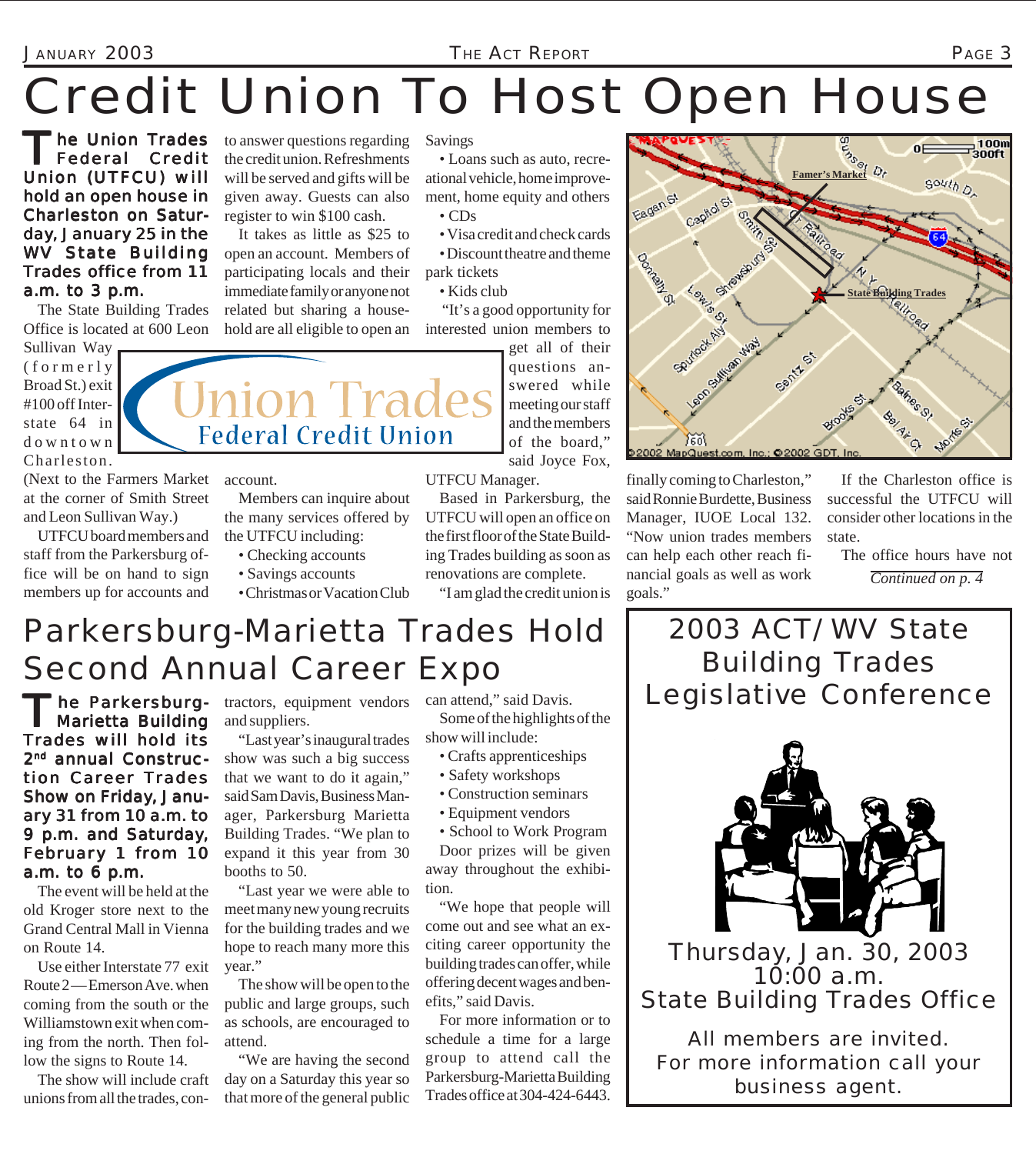# Credit Union To Host Open House

**The Union Trades Federal Credit Union (UTFCU) will hold an open house in Charleston on Saturday, January 25 in the WV State Building Trades office from 11 a.m. to 3 p.m.**

The State Building Trades Office is located at 600 Leon Sullivan Way (formerly Broad St.) exit #100 off Interstate 64 in downtown Charleston. (Next to the Farmers Market at the corner of Smith Street and Leon Sullivan Way.)

UTFCU board members and staff from the Parkersburg office will be on hand to sign members up for accounts and to answer questions regarding the credit union. Refreshments will be served and gifts will be given away. Guests can also register to win $100 cash.

It takes as little as $25 to open an account. Members of participating locals and their immediate family or anyone not related but sharing a household are all eligible to open an account.

Members can inquire about the many services offered by the UTFCU including:

- Checking accounts
- Savings accounts
- Christmas or Vacation Club Savings
- Loans such as auto, recreational vehicle, home improvement, home equity and others
- CDs
- Visa credit and check cards
- Discount theatre and theme park tickets
- Kids club

"It's a good opportunity for interested union members to get all of their questions answered while meeting our staff and the members of the board," said Joyce Fox, UTFCU Manager.

Based in Parkersburg, the UTFCU will open an office on the first floor of the State Building Trades building as soon as renovations are complete.

"I am glad the credit union is finally coming to Charleston," said Ronnie Burdette, Business Manager, IUOE Local 132. "Now union trades members can help each other reach financial goals as well as work goals."

If the Charleston office is successful the UTFCU will consider other locations in the state.

The office hours have not

*Continued on p. 4*

# Parkersburg-Marietta Trades Hold Second Annual Career Expo

**The Parkersburg-Marietta Building Trades will hold its 2nd annual Construction Career Trades Show on Friday, January 31 from 10 a.m. to 9 p.m. and Saturday, February 1 from 10 a.m. to 6 p.m.**

The event will be held at the old Kroger store next to the Grand Central Mall in Vienna on Route 14.

Use either Interstate 77 exit Route 2—Emerson Ave. when coming from the south or the Williamstown exit when coming from the north. Then follow the signs to Route 14.

The show will include craft unions from all the trades, contractors, equipment vendors and suppliers.

"Last year's inaugural trades show was such a big success that we want to do it again," said Sam Davis, Business Manager, Parkersburg Marietta Building Trades. "We plan to expand it this year from 30 booths to 50.

"Last year we were able to meet many new young recruits for the building trades and we hope to reach many more this year."

The show will be open to the public and large groups, such as schools, are encouraged to attend.

"We are having the second day on a Saturday this year so that more of the general public can attend," said Davis.

Some of the highlights of the show will include:

- Crafts apprenticeships
- Safety workshops
- Construction seminars
- Equipment vendors
- School to Work Program

Door prizes will be given away throughout the exhibition.

"We hope that people will come out and see what an exciting career opportunity the building trades can offer, while offering decent wages and benefits," said Davis.

For more information or to schedule a time for a large group to attend call the Parkersburg-Marietta Building Trades office at 304-424-6443.

## 2003 ACT/WV State Building Trades Legislative Conference

Thursday, Jan. 30, 2003
10:00 a.m.
State Building Trades Office

All members are invited.
For more information call your business agent.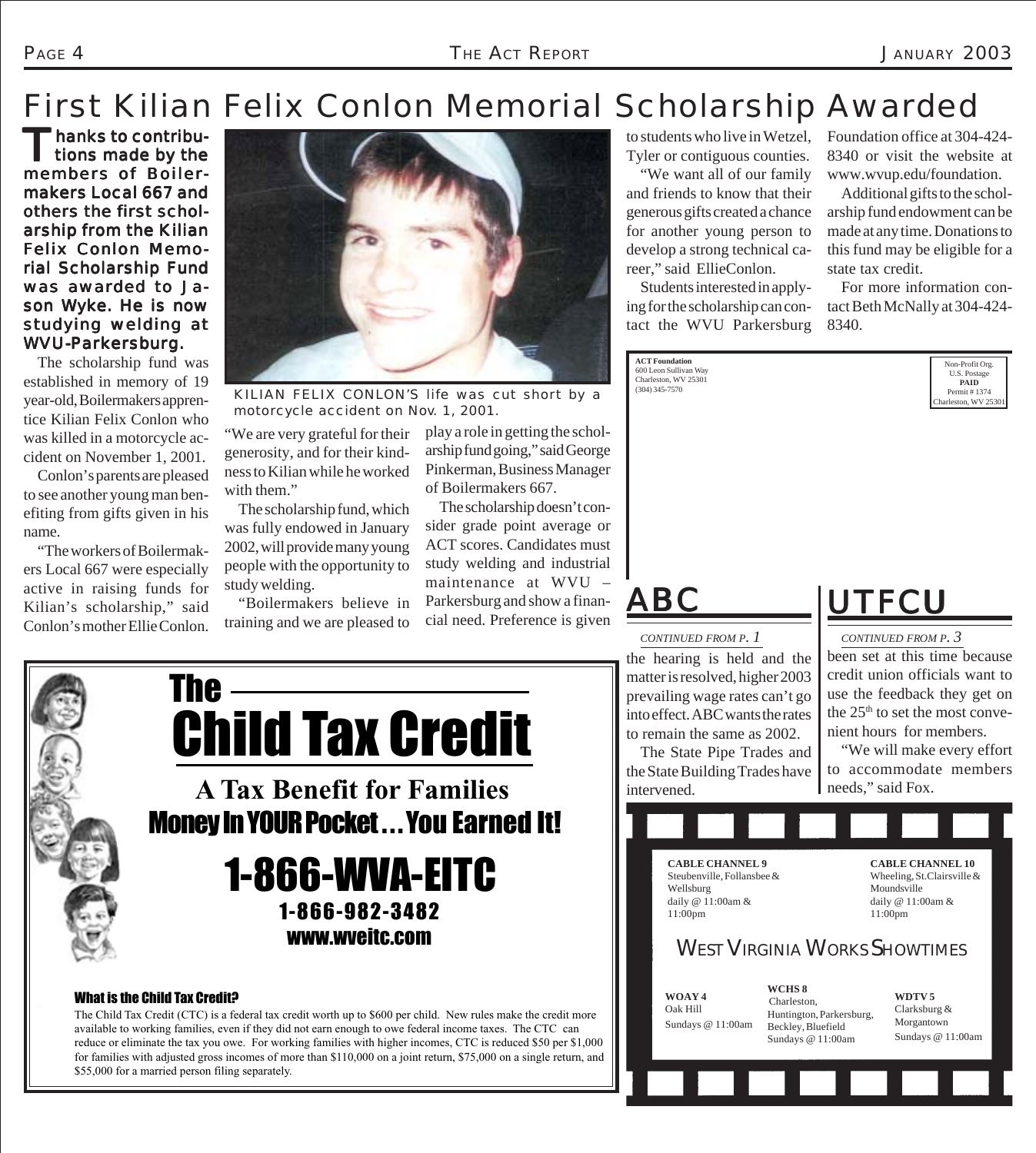# First Kilian Felix Conlon Memorial Scholarship Awarded

**Thanks to contributions made by the members of Boilermakers Local 667 and others the first scholarship from the Kilian Felix Conlon Memorial Scholarship Fund was awarded to Jason Wyke. He is now studying welding at WVU-Parkersburg.**

The scholarship fund was established in memory of 19 year-old, Boilermakers apprentice Kilian Felix Conlon who was killed in a motorcycle accident on November 1, 2001.

Conlon's parents are pleased to see another young man benefiting from gifts given in his name.

"The workers of Boilermakers Local 667 were especially active in raising funds for Kilian's scholarship," said Conlon's mother Ellie Conlon.

KILIAN FELIX CONLON'S life was cut short by a motorcycle accident on Nov. 1, 2001.

"We are very grateful for their generosity, and for their kindness to Kilian while he worked with them."

The scholarship fund, which was fully endowed in January 2002, will provide many young people with the opportunity to study welding.

"Boilermakers believe in training and we are pleased to play a role in getting the scholarship fund going," said George Pinkerman, Business Manager of Boilermakers 667.

The scholarship doesn't consider grade point average or ACT scores. Candidates must study welding and industrial maintenance at WVU – Parkersburg and show a financial need. Preference is given to students who live in Wetzel, Tyler or contiguous counties.

"We want all of our family and friends to know that their generous gifts created a chance for another young person to develop a strong technical career," said EllieConlon.

Students interested in applying for the scholarship can contact the WVU Parkersburg Foundation office at 304-424-8340 or visit the website at www.wvup.edu/foundation.

Additional gifts to the scholarship fund endowment can be made at any time. Donations to this fund may be eligible for a state tax credit.

For more information contact Beth McNally at 304-424-8340.

**ACT Foundation**
600 Leon Sullivan Way
Charleston, WV 25301
(304) 345-7570

Non-Profit Org.
U.S. Postage
**PAID**
Permit # 1374
Charleston, WV 25301

## The Child Tax Credit

**A Tax Benefit for Families**

**Money In YOUR Pocket . . . You Earned It!**

**1-866-WVA-EITC**

**1-866-982-3482**

**www.wveitc.com**

**What is the Child Tax Credit?**

The Child Tax Credit (CTC) is a federal tax credit worth up to $600 per child. New rules make the credit more available to working families, even if they did not earn enough to owe federal income taxes. The CTC can reduce or eliminate the tax you owe. For working families with higher incomes, CTC is reduced $50 per $1,000 for families with adjusted gross incomes of more than $110,000 on a joint return, $75,000 on a single return, and $55,000 for a married person filing separately.

## ABC

*CONTINUED FROM P. 1*

the hearing is held and the matter is resolved, higher 2003 prevailing wage rates can't go into effect. ABC wants the rates to remain the same as 2002.

The State Pipe Trades and the State Building Trades have intervened.

## UTFCU

*CONTINUED FROM P. 3*

been set at this time because credit union officials want to use the feedback they get on the 25th to set the most convenient hours for members.

"We will make every effort to accommodate members needs," said Fox.

## West Virginia Works Showtimes

**CABLE CHANNEL 9**
Steubenville, Follansbee & Wellsburg
daily @ 11:00am & 11:00pm

**CABLE CHANNEL 10**
Wheeling, St.Clairsville & Moundsville
daily @ 11:00am & 11:00pm

**WOAY 4**
Oak Hill
Sundays @ 11:00am

**WCHS 8**
Charleston, Huntington, Parkersburg, Beckley, Bluefield
Sundays @ 11:00am

**WDTV 5**
Clarksburg & Morgantown
Sundays @ 11:00am